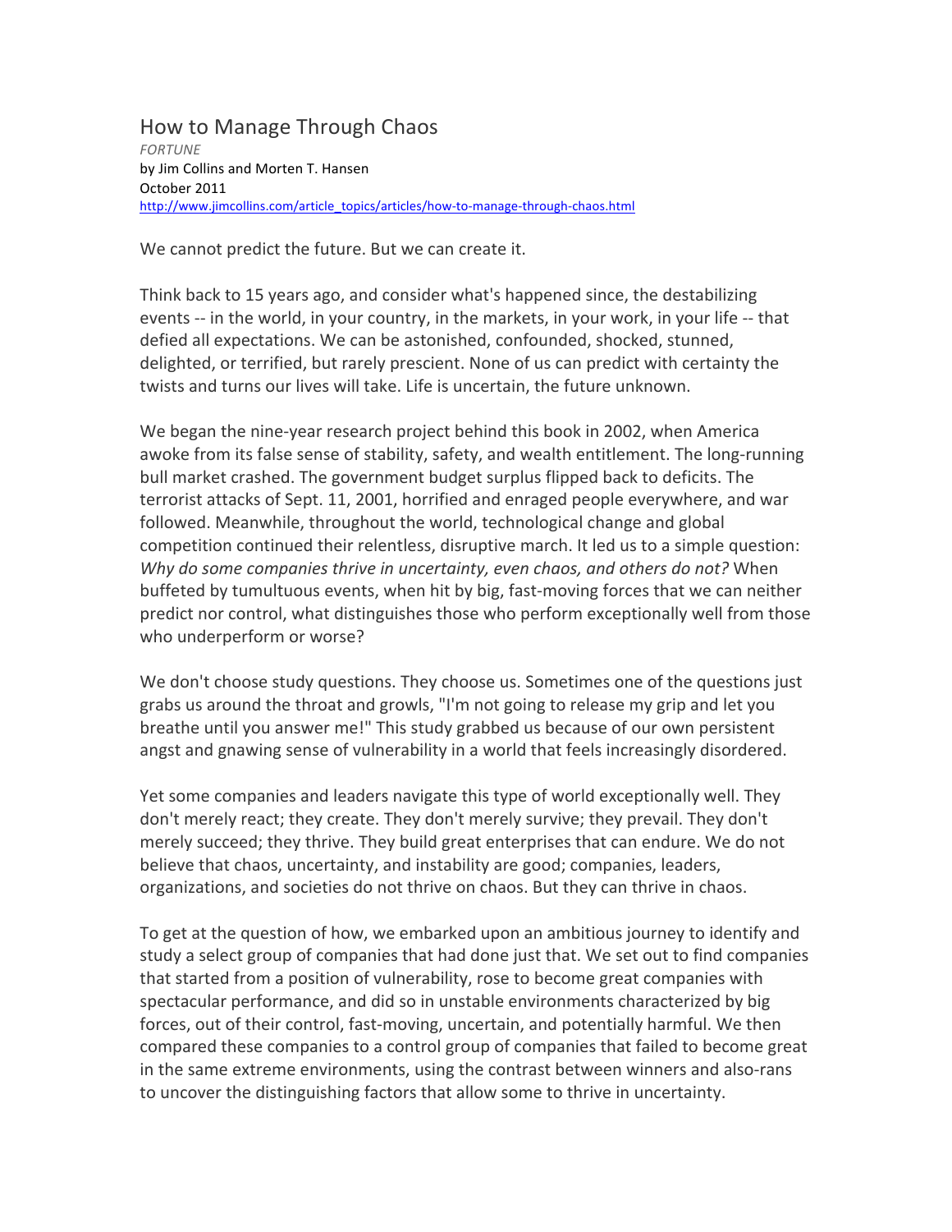# How to Manage Through Chaos

*FORTUNE*
by Jim Collins and Morten T. Hansen
October 2011
http://www.jimcollins.com/article_topics/articles/how-to-manage-through-chaos.html

We cannot predict the future. But we can create it.

Think back to 15 years ago, and consider what's happened since, the destabilizing events -- in the world, in your country, in the markets, in your work, in your life -- that defied all expectations. We can be astonished, confounded, shocked, stunned, delighted, or terrified, but rarely prescient. None of us can predict with certainty the twists and turns our lives will take. Life is uncertain, the future unknown.

We began the nine-year research project behind this book in 2002, when America awoke from its false sense of stability, safety, and wealth entitlement. The long-running bull market crashed. The government budget surplus flipped back to deficits. The terrorist attacks of Sept. 11, 2001, horrified and enraged people everywhere, and war followed. Meanwhile, throughout the world, technological change and global competition continued their relentless, disruptive march. It led us to a simple question: *Why do some companies thrive in uncertainty, even chaos, and others do not?* When buffeted by tumultuous events, when hit by big, fast-moving forces that we can neither predict nor control, what distinguishes those who perform exceptionally well from those who underperform or worse?

We don't choose study questions. They choose us. Sometimes one of the questions just grabs us around the throat and growls, "I'm not going to release my grip and let you breathe until you answer me!" This study grabbed us because of our own persistent angst and gnawing sense of vulnerability in a world that feels increasingly disordered.

Yet some companies and leaders navigate this type of world exceptionally well. They don't merely react; they create. They don't merely survive; they prevail. They don't merely succeed; they thrive. They build great enterprises that can endure. We do not believe that chaos, uncertainty, and instability are good; companies, leaders, organizations, and societies do not thrive on chaos. But they can thrive in chaos.

To get at the question of how, we embarked upon an ambitious journey to identify and study a select group of companies that had done just that. We set out to find companies that started from a position of vulnerability, rose to become great companies with spectacular performance, and did so in unstable environments characterized by big forces, out of their control, fast-moving, uncertain, and potentially harmful. We then compared these companies to a control group of companies that failed to become great in the same extreme environments, using the contrast between winners and also-rans to uncover the distinguishing factors that allow some to thrive in uncertainty.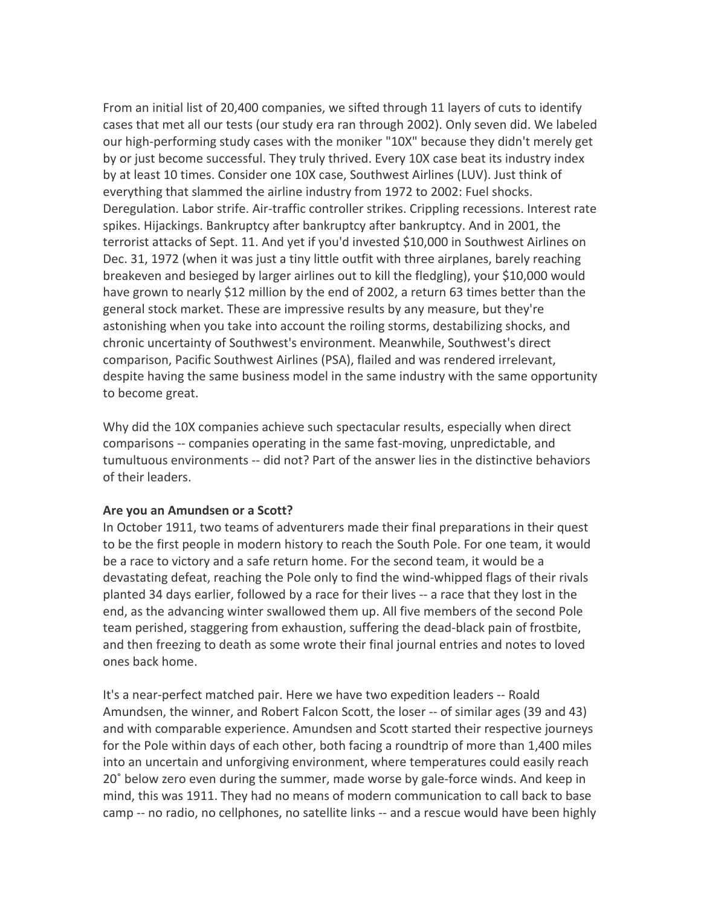From an initial list of 20,400 companies, we sifted through 11 layers of cuts to identify cases that met all our tests (our study era ran through 2002). Only seven did. We labeled our high-performing study cases with the moniker "10X" because they didn't merely get by or just become successful. They truly thrived. Every 10X case beat its industry index by at least 10 times. Consider one 10X case, Southwest Airlines (LUV). Just think of everything that slammed the airline industry from 1972 to 2002: Fuel shocks. Deregulation. Labor strife. Air-traffic controller strikes. Crippling recessions. Interest rate spikes. Hijackings. Bankruptcy after bankruptcy after bankruptcy. And in 2001, the terrorist attacks of Sept. 11. And yet if you'd invested $10,000 in Southwest Airlines on Dec. 31, 1972 (when it was just a tiny little outfit with three airplanes, barely reaching breakeven and besieged by larger airlines out to kill the fledgling), your $10,000 would have grown to nearly $12 million by the end of 2002, a return 63 times better than the general stock market. These are impressive results by any measure, but they're astonishing when you take into account the roiling storms, destabilizing shocks, and chronic uncertainty of Southwest's environment. Meanwhile, Southwest's direct comparison, Pacific Southwest Airlines (PSA), flailed and was rendered irrelevant, despite having the same business model in the same industry with the same opportunity to become great.

Why did the 10X companies achieve such spectacular results, especially when direct comparisons -- companies operating in the same fast-moving, unpredictable, and tumultuous environments -- did not? Part of the answer lies in the distinctive behaviors of their leaders.

**Are you an Amundsen or a Scott?**

In October 1911, two teams of adventurers made their final preparations in their quest to be the first people in modern history to reach the South Pole. For one team, it would be a race to victory and a safe return home. For the second team, it would be a devastating defeat, reaching the Pole only to find the wind-whipped flags of their rivals planted 34 days earlier, followed by a race for their lives -- a race that they lost in the end, as the advancing winter swallowed them up. All five members of the second Pole team perished, staggering from exhaustion, suffering the dead-black pain of frostbite, and then freezing to death as some wrote their final journal entries and notes to loved ones back home.

It's a near-perfect matched pair. Here we have two expedition leaders -- Roald Amundsen, the winner, and Robert Falcon Scott, the loser -- of similar ages (39 and 43) and with comparable experience. Amundsen and Scott started their respective journeys for the Pole within days of each other, both facing a roundtrip of more than 1,400 miles into an uncertain and unforgiving environment, where temperatures could easily reach 20˚ below zero even during the summer, made worse by gale-force winds. And keep in mind, this was 1911. They had no means of modern communication to call back to base camp -- no radio, no cellphones, no satellite links -- and a rescue would have been highly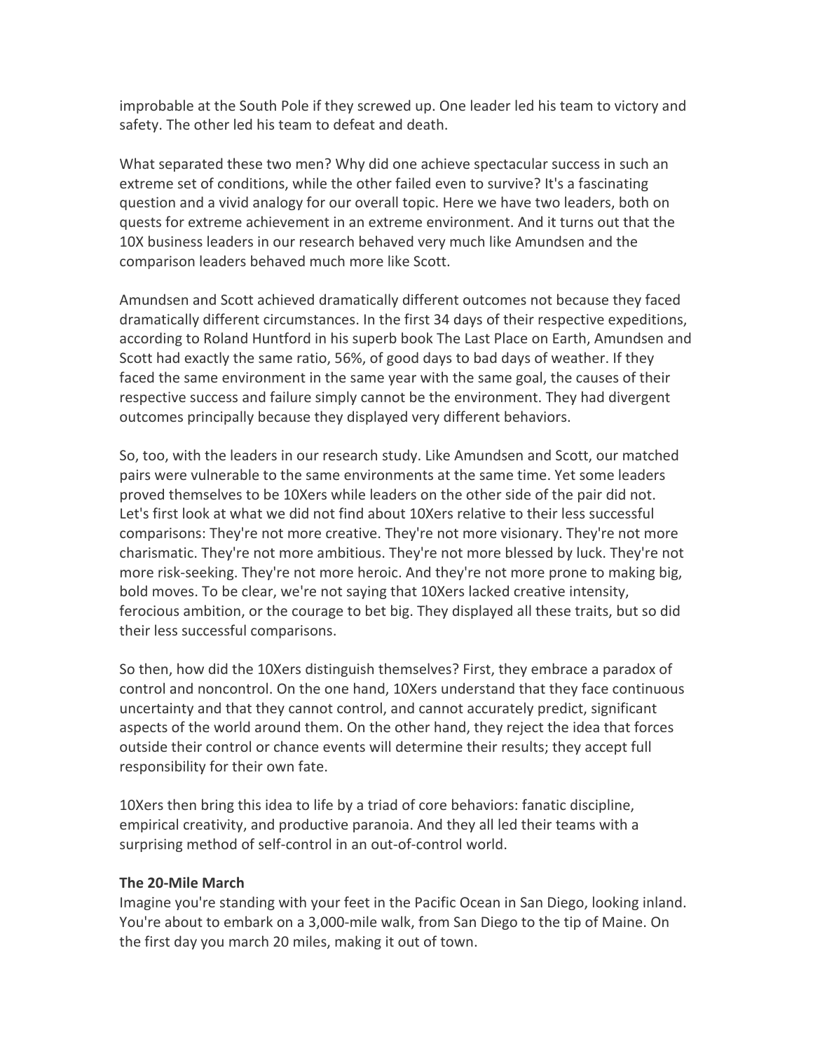improbable at the South Pole if they screwed up. One leader led his team to victory and safety. The other led his team to defeat and death.

What separated these two men? Why did one achieve spectacular success in such an extreme set of conditions, while the other failed even to survive? It's a fascinating question and a vivid analogy for our overall topic. Here we have two leaders, both on quests for extreme achievement in an extreme environment. And it turns out that the 10X business leaders in our research behaved very much like Amundsen and the comparison leaders behaved much more like Scott.

Amundsen and Scott achieved dramatically different outcomes not because they faced dramatically different circumstances. In the first 34 days of their respective expeditions, according to Roland Huntford in his superb book The Last Place on Earth, Amundsen and Scott had exactly the same ratio, 56%, of good days to bad days of weather. If they faced the same environment in the same year with the same goal, the causes of their respective success and failure simply cannot be the environment. They had divergent outcomes principally because they displayed very different behaviors.

So, too, with the leaders in our research study. Like Amundsen and Scott, our matched pairs were vulnerable to the same environments at the same time. Yet some leaders proved themselves to be 10Xers while leaders on the other side of the pair did not. Let's first look at what we did not find about 10Xers relative to their less successful comparisons: They're not more creative. They're not more visionary. They're not more charismatic. They're not more ambitious. They're not more blessed by luck. They're not more risk-seeking. They're not more heroic. And they're not more prone to making big, bold moves. To be clear, we're not saying that 10Xers lacked creative intensity, ferocious ambition, or the courage to bet big. They displayed all these traits, but so did their less successful comparisons.

So then, how did the 10Xers distinguish themselves? First, they embrace a paradox of control and noncontrol. On the one hand, 10Xers understand that they face continuous uncertainty and that they cannot control, and cannot accurately predict, significant aspects of the world around them. On the other hand, they reject the idea that forces outside their control or chance events will determine their results; they accept full responsibility for their own fate.

10Xers then bring this idea to life by a triad of core behaviors: fanatic discipline, empirical creativity, and productive paranoia. And they all led their teams with a surprising method of self-control in an out-of-control world.

**The 20-Mile March**

Imagine you're standing with your feet in the Pacific Ocean in San Diego, looking inland. You're about to embark on a 3,000-mile walk, from San Diego to the tip of Maine. On the first day you march 20 miles, making it out of town.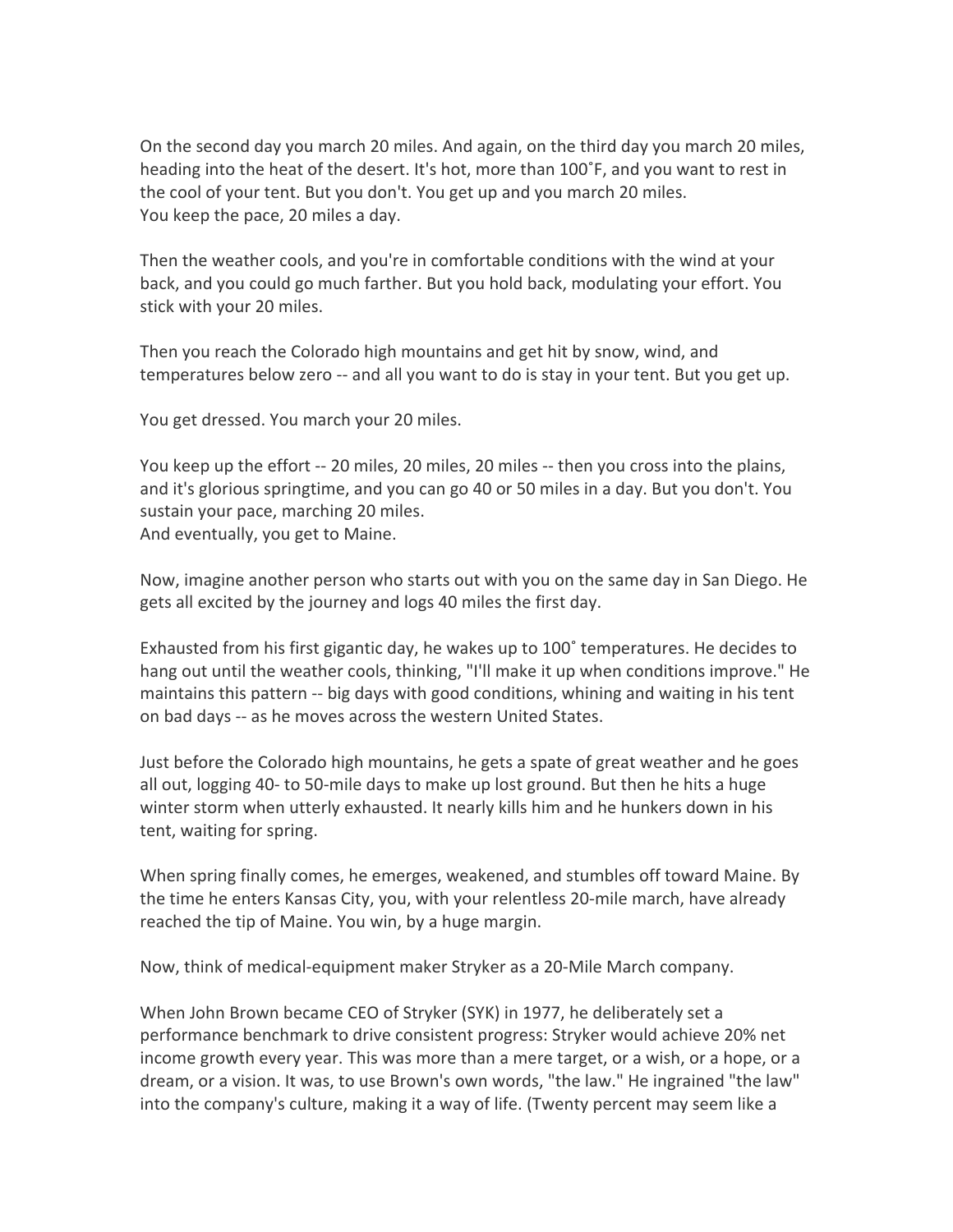On the second day you march 20 miles. And again, on the third day you march 20 miles, heading into the heat of the desert. It's hot, more than 100˚F, and you want to rest in the cool of your tent. But you don't. You get up and you march 20 miles.
You keep the pace, 20 miles a day.

Then the weather cools, and you're in comfortable conditions with the wind at your back, and you could go much farther. But you hold back, modulating your effort. You stick with your 20 miles.

Then you reach the Colorado high mountains and get hit by snow, wind, and temperatures below zero -- and all you want to do is stay in your tent. But you get up.

You get dressed. You march your 20 miles.

You keep up the effort -- 20 miles, 20 miles, 20 miles -- then you cross into the plains, and it's glorious springtime, and you can go 40 or 50 miles in a day. But you don't. You sustain your pace, marching 20 miles.
And eventually, you get to Maine.

Now, imagine another person who starts out with you on the same day in San Diego. He gets all excited by the journey and logs 40 miles the first day.

Exhausted from his first gigantic day, he wakes up to 100˚ temperatures. He decides to hang out until the weather cools, thinking, "I'll make it up when conditions improve." He maintains this pattern -- big days with good conditions, whining and waiting in his tent on bad days -- as he moves across the western United States.

Just before the Colorado high mountains, he gets a spate of great weather and he goes all out, logging 40- to 50-mile days to make up lost ground. But then he hits a huge winter storm when utterly exhausted. It nearly kills him and he hunkers down in his tent, waiting for spring.

When spring finally comes, he emerges, weakened, and stumbles off toward Maine. By the time he enters Kansas City, you, with your relentless 20-mile march, have already reached the tip of Maine. You win, by a huge margin.

Now, think of medical-equipment maker Stryker as a 20-Mile March company.

When John Brown became CEO of Stryker (SYK) in 1977, he deliberately set a performance benchmark to drive consistent progress: Stryker would achieve 20% net income growth every year. This was more than a mere target, or a wish, or a hope, or a dream, or a vision. It was, to use Brown's own words, "the law." He ingrained "the law" into the company's culture, making it a way of life. (Twenty percent may seem like a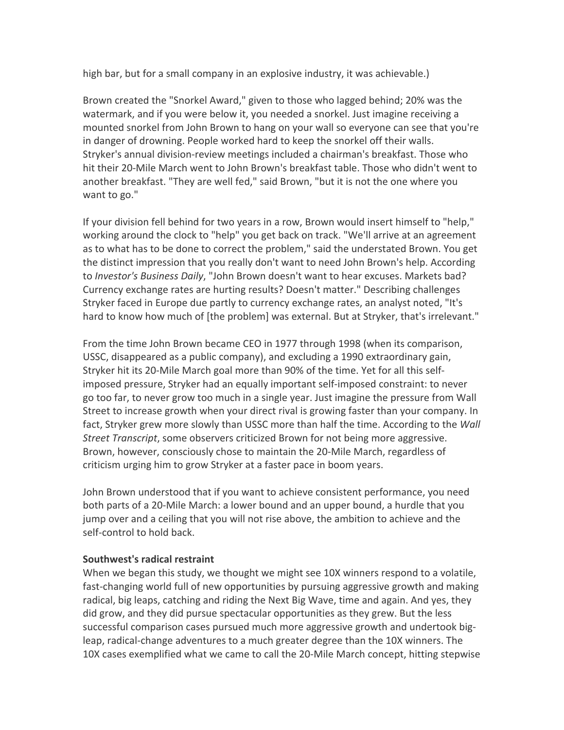high bar, but for a small company in an explosive industry, it was achievable.)

Brown created the "Snorkel Award," given to those who lagged behind; 20% was the watermark, and if you were below it, you needed a snorkel. Just imagine receiving a mounted snorkel from John Brown to hang on your wall so everyone can see that you're in danger of drowning. People worked hard to keep the snorkel off their walls. Stryker's annual division-review meetings included a chairman's breakfast. Those who hit their 20-Mile March went to John Brown's breakfast table. Those who didn't went to another breakfast. "They are well fed," said Brown, "but it is not the one where you want to go."

If your division fell behind for two years in a row, Brown would insert himself to "help," working around the clock to "help" you get back on track. "We'll arrive at an agreement as to what has to be done to correct the problem," said the understated Brown. You get the distinct impression that you really don't want to need John Brown's help. According to *Investor's Business Daily*, "John Brown doesn't want to hear excuses. Markets bad? Currency exchange rates are hurting results? Doesn't matter." Describing challenges Stryker faced in Europe due partly to currency exchange rates, an analyst noted, "It's hard to know how much of [the problem] was external. But at Stryker, that's irrelevant."

From the time John Brown became CEO in 1977 through 1998 (when its comparison, USSC, disappeared as a public company), and excluding a 1990 extraordinary gain, Stryker hit its 20-Mile March goal more than 90% of the time. Yet for all this self-imposed pressure, Stryker had an equally important self-imposed constraint: to never go too far, to never grow too much in a single year. Just imagine the pressure from Wall Street to increase growth when your direct rival is growing faster than your company. In fact, Stryker grew more slowly than USSC more than half the time. According to the *Wall Street Transcript*, some observers criticized Brown for not being more aggressive. Brown, however, consciously chose to maintain the 20-Mile March, regardless of criticism urging him to grow Stryker at a faster pace in boom years.

John Brown understood that if you want to achieve consistent performance, you need both parts of a 20-Mile March: a lower bound and an upper bound, a hurdle that you jump over and a ceiling that you will not rise above, the ambition to achieve and the self-control to hold back.

**Southwest's radical restraint**

When we began this study, we thought we might see 10X winners respond to a volatile, fast-changing world full of new opportunities by pursuing aggressive growth and making radical, big leaps, catching and riding the Next Big Wave, time and again. And yes, they did grow, and they did pursue spectacular opportunities as they grew. But the less successful comparison cases pursued much more aggressive growth and undertook big-leap, radical-change adventures to a much greater degree than the 10X winners. The 10X cases exemplified what we came to call the 20-Mile March concept, hitting stepwise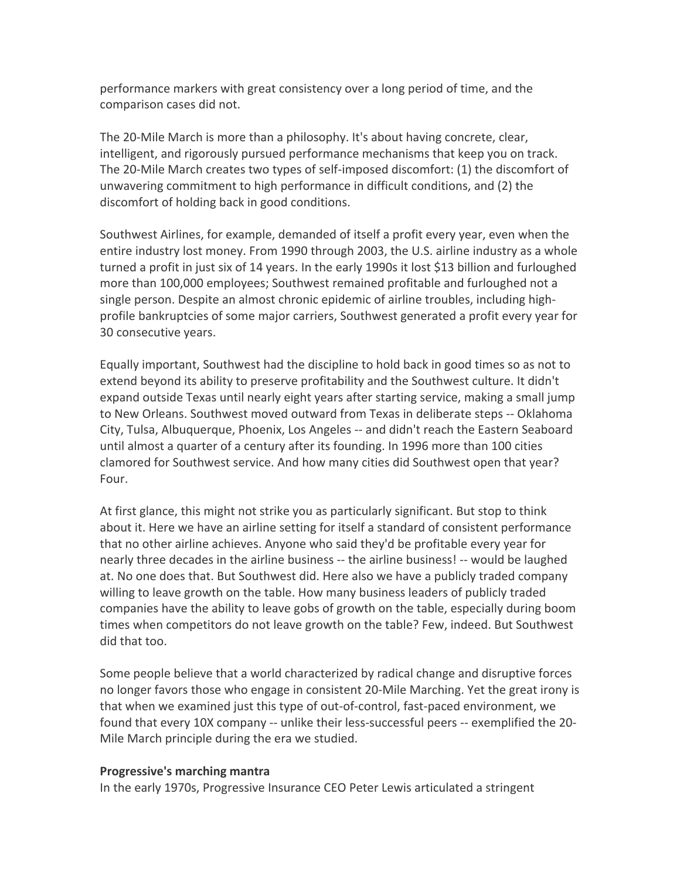performance markers with great consistency over a long period of time, and the comparison cases did not.

The 20-Mile March is more than a philosophy. It's about having concrete, clear, intelligent, and rigorously pursued performance mechanisms that keep you on track. The 20-Mile March creates two types of self-imposed discomfort: (1) the discomfort of unwavering commitment to high performance in difficult conditions, and (2) the discomfort of holding back in good conditions.

Southwest Airlines, for example, demanded of itself a profit every year, even when the entire industry lost money. From 1990 through 2003, the U.S. airline industry as a whole turned a profit in just six of 14 years. In the early 1990s it lost $13 billion and furloughed more than 100,000 employees; Southwest remained profitable and furloughed not a single person. Despite an almost chronic epidemic of airline troubles, including high-profile bankruptcies of some major carriers, Southwest generated a profit every year for 30 consecutive years.

Equally important, Southwest had the discipline to hold back in good times so as not to extend beyond its ability to preserve profitability and the Southwest culture. It didn't expand outside Texas until nearly eight years after starting service, making a small jump to New Orleans. Southwest moved outward from Texas in deliberate steps -- Oklahoma City, Tulsa, Albuquerque, Phoenix, Los Angeles -- and didn't reach the Eastern Seaboard until almost a quarter of a century after its founding. In 1996 more than 100 cities clamored for Southwest service. And how many cities did Southwest open that year? Four.

At first glance, this might not strike you as particularly significant. But stop to think about it. Here we have an airline setting for itself a standard of consistent performance that no other airline achieves. Anyone who said they'd be profitable every year for nearly three decades in the airline business -- the airline business! -- would be laughed at. No one does that. But Southwest did. Here also we have a publicly traded company willing to leave growth on the table. How many business leaders of publicly traded companies have the ability to leave gobs of growth on the table, especially during boom times when competitors do not leave growth on the table? Few, indeed. But Southwest did that too.

Some people believe that a world characterized by radical change and disruptive forces no longer favors those who engage in consistent 20-Mile Marching. Yet the great irony is that when we examined just this type of out-of-control, fast-paced environment, we found that every 10X company -- unlike their less-successful peers -- exemplified the 20-Mile March principle during the era we studied.

**Progressive's marching mantra**

In the early 1970s, Progressive Insurance CEO Peter Lewis articulated a stringent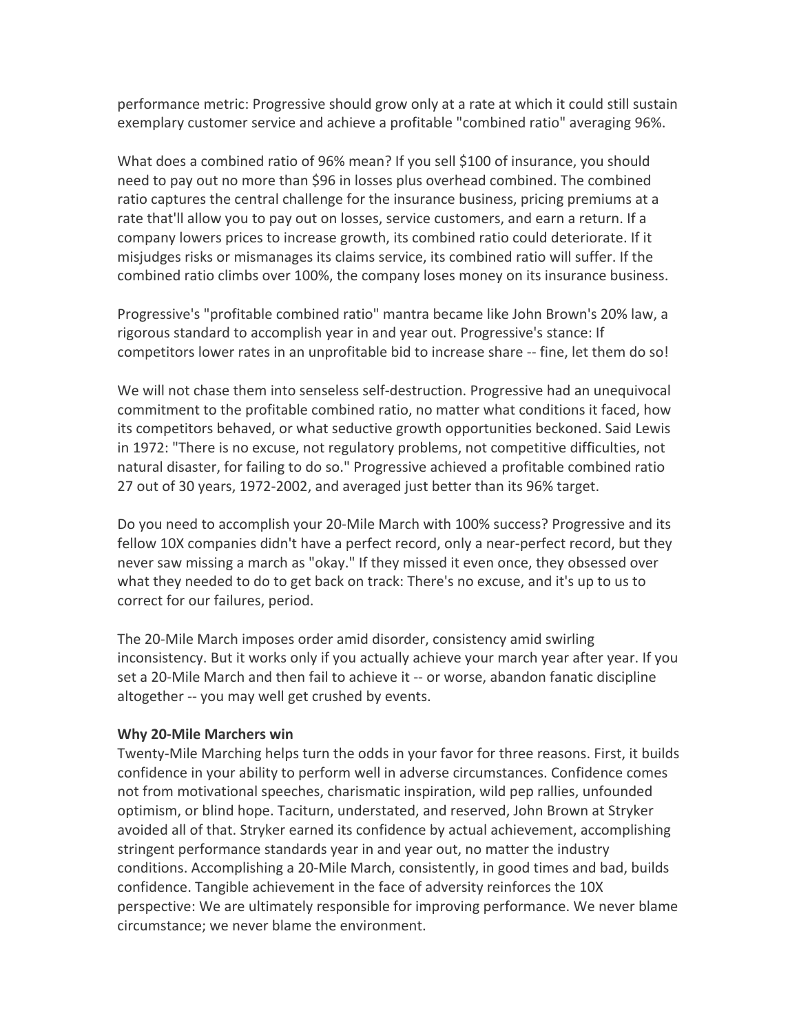performance metric: Progressive should grow only at a rate at which it could still sustain exemplary customer service and achieve a profitable "combined ratio" averaging 96%.

What does a combined ratio of 96% mean? If you sell $100 of insurance, you should need to pay out no more than $96 in losses plus overhead combined. The combined ratio captures the central challenge for the insurance business, pricing premiums at a rate that'll allow you to pay out on losses, service customers, and earn a return. If a company lowers prices to increase growth, its combined ratio could deteriorate. If it misjudges risks or mismanages its claims service, its combined ratio will suffer. If the combined ratio climbs over 100%, the company loses money on its insurance business.

Progressive's "profitable combined ratio" mantra became like John Brown's 20% law, a rigorous standard to accomplish year in and year out. Progressive's stance: If competitors lower rates in an unprofitable bid to increase share -- fine, let them do so!

We will not chase them into senseless self-destruction. Progressive had an unequivocal commitment to the profitable combined ratio, no matter what conditions it faced, how its competitors behaved, or what seductive growth opportunities beckoned. Said Lewis in 1972: "There is no excuse, not regulatory problems, not competitive difficulties, not natural disaster, for failing to do so." Progressive achieved a profitable combined ratio 27 out of 30 years, 1972-2002, and averaged just better than its 96% target.

Do you need to accomplish your 20-Mile March with 100% success? Progressive and its fellow 10X companies didn't have a perfect record, only a near-perfect record, but they never saw missing a march as "okay." If they missed it even once, they obsessed over what they needed to do to get back on track: There's no excuse, and it's up to us to correct for our failures, period.

The 20-Mile March imposes order amid disorder, consistency amid swirling inconsistency. But it works only if you actually achieve your march year after year. If you set a 20-Mile March and then fail to achieve it -- or worse, abandon fanatic discipline altogether -- you may well get crushed by events.

**Why 20-Mile Marchers win**

Twenty-Mile Marching helps turn the odds in your favor for three reasons. First, it builds confidence in your ability to perform well in adverse circumstances. Confidence comes not from motivational speeches, charismatic inspiration, wild pep rallies, unfounded optimism, or blind hope. Taciturn, understated, and reserved, John Brown at Stryker avoided all of that. Stryker earned its confidence by actual achievement, accomplishing stringent performance standards year in and year out, no matter the industry conditions. Accomplishing a 20-Mile March, consistently, in good times and bad, builds confidence. Tangible achievement in the face of adversity reinforces the 10X perspective: We are ultimately responsible for improving performance. We never blame circumstance; we never blame the environment.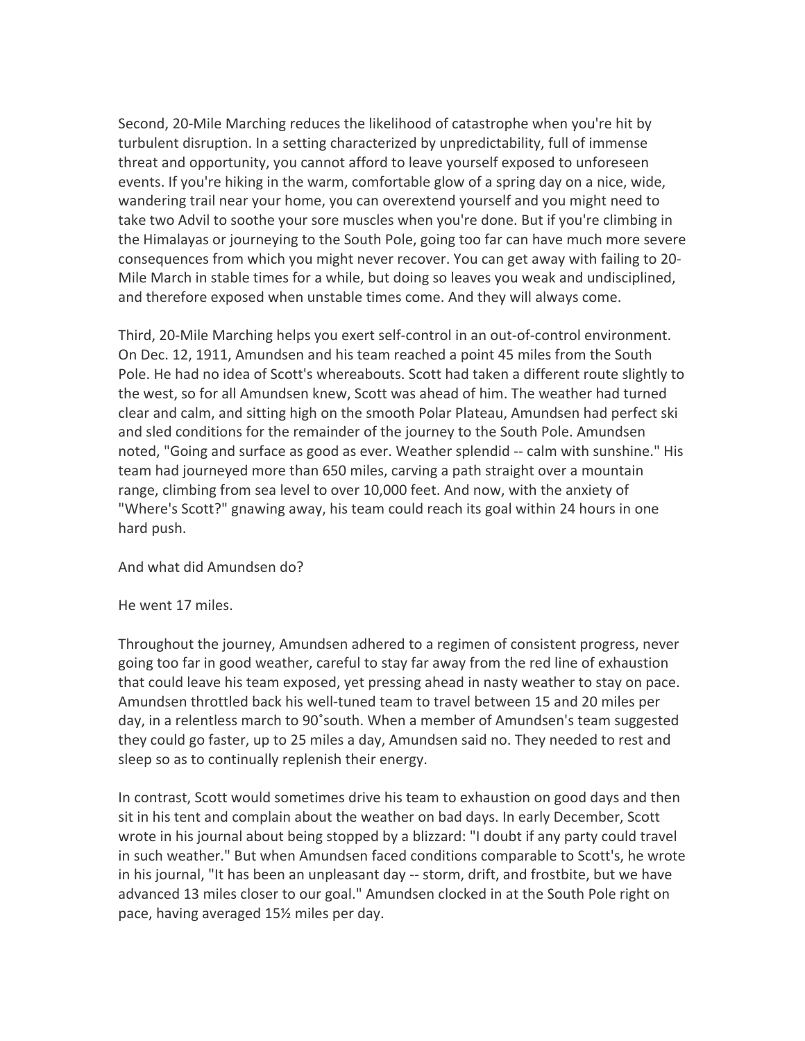Second, 20-Mile Marching reduces the likelihood of catastrophe when you're hit by turbulent disruption. In a setting characterized by unpredictability, full of immense threat and opportunity, you cannot afford to leave yourself exposed to unforeseen events. If you're hiking in the warm, comfortable glow of a spring day on a nice, wide, wandering trail near your home, you can overextend yourself and you might need to take two Advil to soothe your sore muscles when you're done. But if you're climbing in the Himalayas or journeying to the South Pole, going too far can have much more severe consequences from which you might never recover. You can get away with failing to 20-Mile March in stable times for a while, but doing so leaves you weak and undisciplined, and therefore exposed when unstable times come. And they will always come.

Third, 20-Mile Marching helps you exert self-control in an out-of-control environment. On Dec. 12, 1911, Amundsen and his team reached a point 45 miles from the South Pole. He had no idea of Scott's whereabouts. Scott had taken a different route slightly to the west, so for all Amundsen knew, Scott was ahead of him. The weather had turned clear and calm, and sitting high on the smooth Polar Plateau, Amundsen had perfect ski and sled conditions for the remainder of the journey to the South Pole. Amundsen noted, "Going and surface as good as ever. Weather splendid -- calm with sunshine." His team had journeyed more than 650 miles, carving a path straight over a mountain range, climbing from sea level to over 10,000 feet. And now, with the anxiety of "Where's Scott?" gnawing away, his team could reach its goal within 24 hours in one hard push.

And what did Amundsen do?

He went 17 miles.

Throughout the journey, Amundsen adhered to a regimen of consistent progress, never going too far in good weather, careful to stay far away from the red line of exhaustion that could leave his team exposed, yet pressing ahead in nasty weather to stay on pace. Amundsen throttled back his well-tuned team to travel between 15 and 20 miles per day, in a relentless march to 90˚south. When a member of Amundsen's team suggested they could go faster, up to 25 miles a day, Amundsen said no. They needed to rest and sleep so as to continually replenish their energy.

In contrast, Scott would sometimes drive his team to exhaustion on good days and then sit in his tent and complain about the weather on bad days. In early December, Scott wrote in his journal about being stopped by a blizzard: "I doubt if any party could travel in such weather." But when Amundsen faced conditions comparable to Scott's, he wrote in his journal, "It has been an unpleasant day -- storm, drift, and frostbite, but we have advanced 13 miles closer to our goal." Amundsen clocked in at the South Pole right on pace, having averaged 15½ miles per day.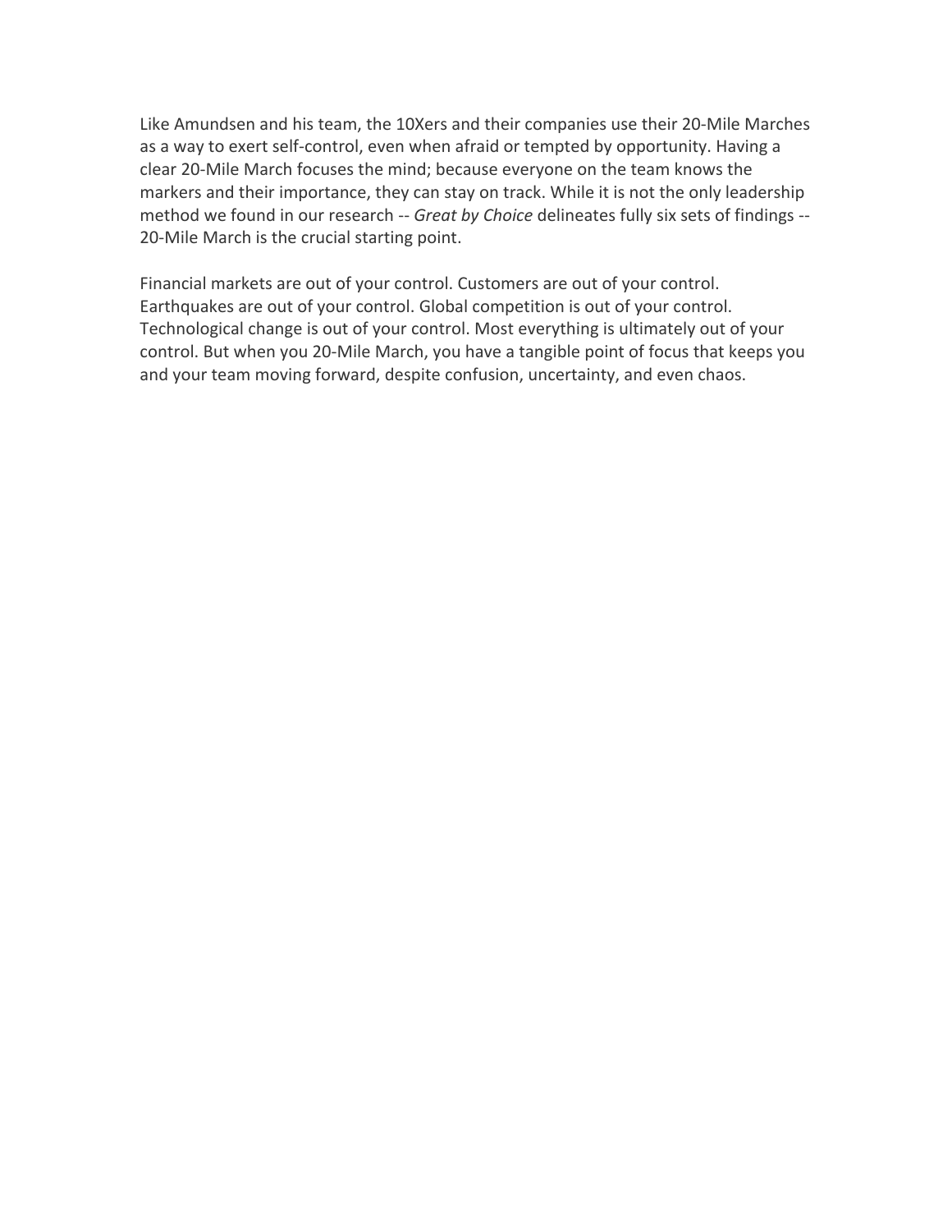Like Amundsen and his team, the 10Xers and their companies use their 20-Mile Marches as a way to exert self-control, even when afraid or tempted by opportunity. Having a clear 20-Mile March focuses the mind; because everyone on the team knows the markers and their importance, they can stay on track. While it is not the only leadership method we found in our research -- *Great by Choice* delineates fully six sets of findings -- 20-Mile March is the crucial starting point.

Financial markets are out of your control. Customers are out of your control. Earthquakes are out of your control. Global competition is out of your control. Technological change is out of your control. Most everything is ultimately out of your control. But when you 20-Mile March, you have a tangible point of focus that keeps you and your team moving forward, despite confusion, uncertainty, and even chaos.